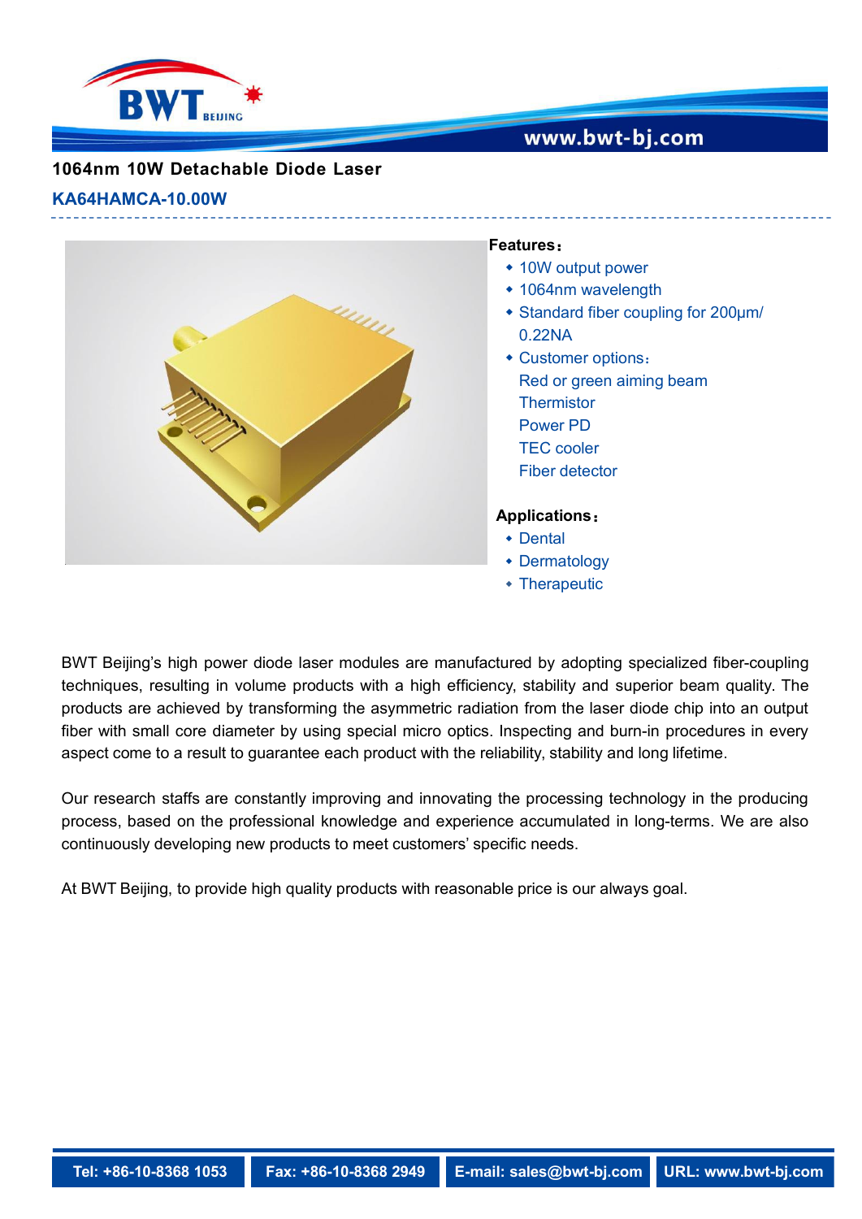# 1064nm 10W Detachable Diode Laser

## KA64HAMCA-10.00W

**Features:**

- 10W output power
- 1064nm wavelength
- Standard fiber coupling for 200μm/ 0.22NA
- Customer options:
  - Red or green aiming beam
  - Thermistor
  - Power PD
  - TEC cooler
  - Fiber detector

**Applications:**

- Dental
- Dermatology
- Therapeutic

BWT Beijing's high power diode laser modules are manufactured by adopting specialized fiber-coupling techniques, resulting in volume products with a high efficiency, stability and superior beam quality. The products are achieved by transforming the asymmetric radiation from the laser diode chip into an output fiber with small core diameter by using special micro optics. Inspecting and burn-in procedures in every aspect come to a result to guarantee each product with the reliability, stability and long lifetime.

Our research staffs are constantly improving and innovating the processing technology in the producing process, based on the professional knowledge and experience accumulated in long-terms. We are also continuously developing new products to meet customers' specific needs.

At BWT Beijing, to provide high quality products with reasonable price is our always goal.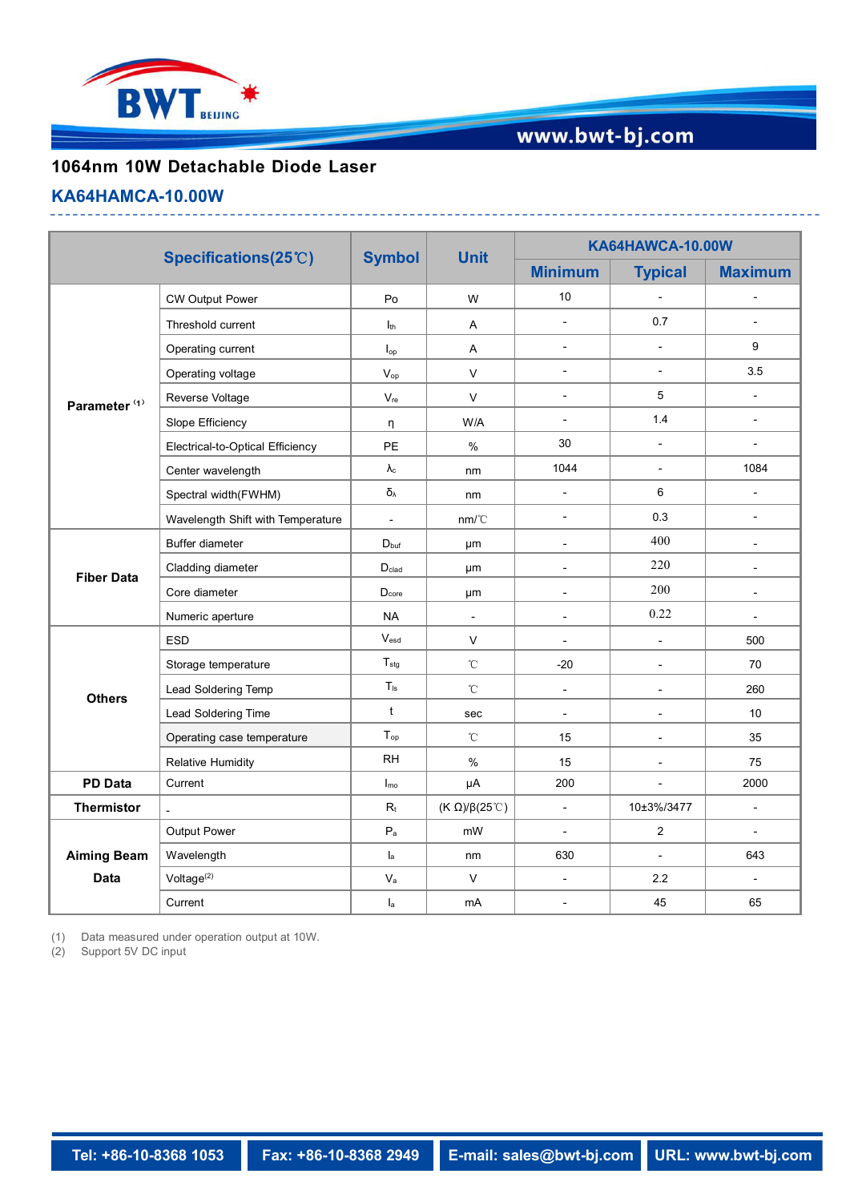## 1064nm 10W Detachable Diode Laser

### KA64HAMCA-10.00W

| Specifications(25℃) | | Symbol | Unit | KA64HAWCA-10.00W | | |
|---|---|---|---|---|---|---|
| | | | | Minimum | Typical | Maximum |
| Parameter (1) | CW Output Power | Po | W | 10 | - | - |
| | Threshold current | $I_{th}$ | A | - | 0.7 | - |
| | Operating current | $I_{op}$ | A | - | - | 9 |
| | Operating voltage | $V_{op}$ | V | - | - | 3.5 |
| | Reverse Voltage | $V_{re}$ | V | - | 5 | - |
| | Slope Efficiency | η | W/A | - | 1.4 | - |
| | Electrical-to-Optical Efficiency | PE | % | 30 | - | - |
| | Center wavelength | $\lambda_c$ | nm | 1044 | - | 1084 |
| | Spectral width(FWHM) | $\delta_\lambda$ | nm | - | 6 | - |
| | Wavelength Shift with Temperature | - | nm/℃ | - | 0.3 | - |
| Fiber Data | Buffer diameter | $D_{buf}$ | μm | - | 400 | - |
| | Cladding diameter | $D_{clad}$ | μm | - | 220 | - |
| | Core diameter | $D_{core}$ | μm | - | 200 | - |
| | Numeric aperture | NA | - | - | 0.22 | - |
| Others | ESD | $V_{esd}$ | V | - | - | 500 |
| | Storage temperature | $T_{stg}$ | ℃ | -20 | - | 70 |
| | Lead Soldering Temp | $T_{ls}$ | ℃ | - | - | 260 |
| | Lead Soldering Time | t | sec | - | - | 10 |
| | Operating case temperature | $T_{op}$ | ℃ | 15 | - | 35 |
| | Relative Humidity | RH | % | 15 | - | 75 |
| PD Data | Current | $I_{mo}$ | μA | 200 | - | 2000 |
| Thermistor | - | $R_t$ | (K Ω)/β(25℃) | - | 10±3%/3477 | - |
| Aiming Beam Data | Output Power | $P_a$ | mW | - | 2 | - |
| | Wavelength | $l_a$ | nm | 630 | - | 643 |
| | Voltage(2) | $V_a$ | V | - | 2.2 | - |
| | Current | $I_a$ | mA | - | 45 | 65 |

(1) Data measured under operation output at 10W.
(2) Support 5V DC input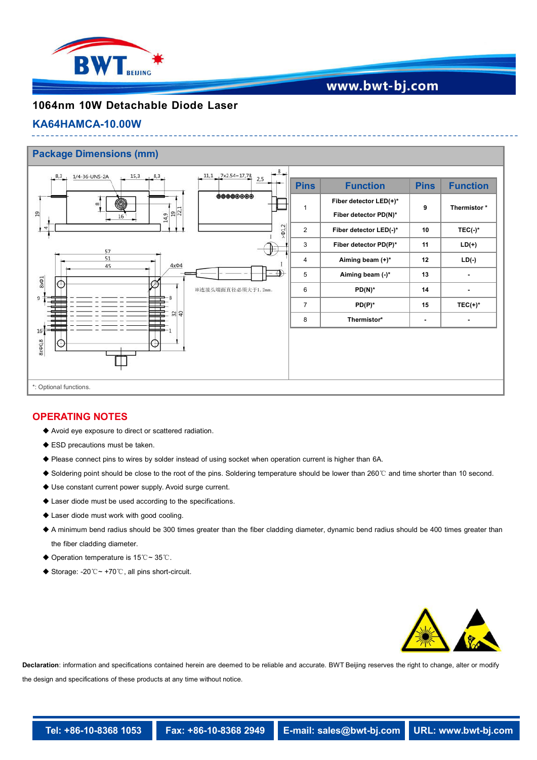# 1064nm 10W Detachable Diode Laser

## KA64HAMCA-10.00W

## Package Dimensions (mm)

| Pins | Function | Pins | Function |
|---|---|---|---|
| 1 | Fiber detector LED(+)* Fiber detector PD(N)* | 9 | Thermistor * |
| 2 | Fiber detector LED(-)* | 10 | TEC(-)* |
| 3 | Fiber detector PD(P)* | 11 | LD(+) |
| 4 | Aiming beam (+)* | 12 | LD(-) |
| 5 | Aiming beam (-)* | 13 | - |
| 6 | PD(N)* | 14 | - |
| 7 | PD(P)* | 15 | TEC(+)* |
| 8 | Thermistor* | - | - |

*: Optional functions.

## OPERATING NOTES

- Avoid eye exposure to direct or scattered radiation.
- ESD precautions must be taken.
- Please connect pins to wires by solder instead of using socket when operation current is higher than 6A.
- Soldering point should be close to the root of the pins. Soldering temperature should be lower than 260℃ and time shorter than 10 second.
- Use constant current power supply. Avoid surge current.
- Laser diode must be used according to the specifications.
- Laser diode must work with good cooling.
- A minimum bend radius should be 300 times greater than the fiber cladding diameter, dynamic bend radius should be 400 times greater than the fiber cladding diameter.
- Operation temperature is 15℃~ 35℃.
- Storage: -20℃~ +70℃, all pins short-circuit.

**Declaration**: information and specifications contained herein are deemed to be reliable and accurate. BWT Beijing reserves the right to change, alter or modify the design and specifications of these products at any time without notice.

Tel: +86-10-8368 1053 | Fax: +86-10-8368 2949 | E-mail: sales@bwt-bj.com | URL: www.bwt-bj.com